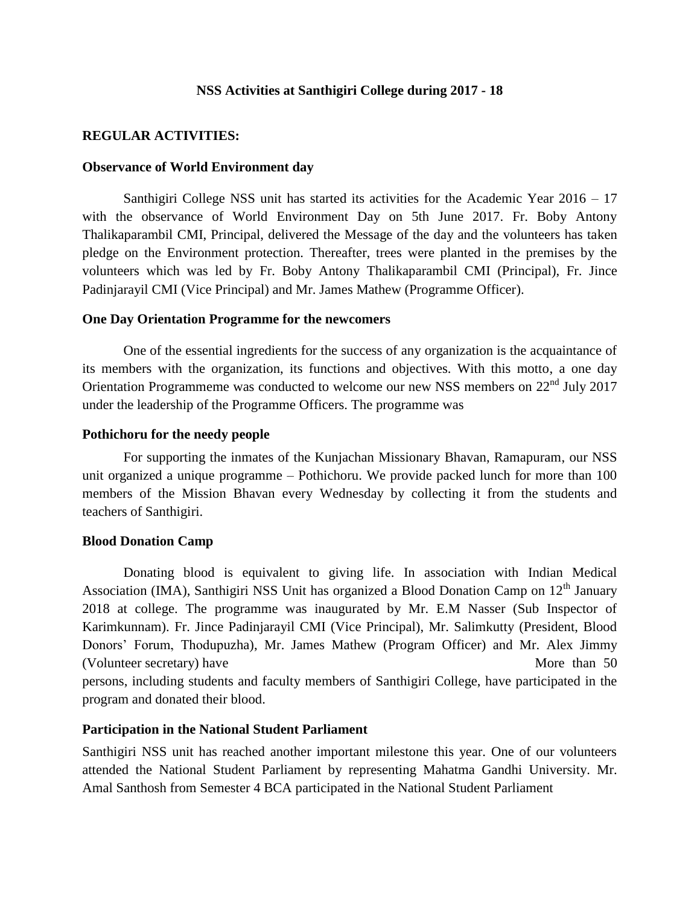### NSS Activities at Santhigiri College during 2017 - 18

**REGULAR ACTIVITIES:**

**Observance of World Environment day**

Santhigiri College NSS unit has started its activities for the Academic Year 2016 – 17 with the observance of World Environment Day on 5th June 2017. Fr. Boby Antony Thalikaparambil CMI, Principal, delivered the Message of the day and the volunteers has taken pledge on the Environment protection. Thereafter, trees were planted in the premises by the volunteers which was led by Fr. Boby Antony Thalikaparambil CMI (Principal), Fr. Jince Padinjarayil CMI (Vice Principal) and Mr. James Mathew (Programme Officer).

**One Day Orientation Programme for the newcomers**

One of the essential ingredients for the success of any organization is the acquaintance of its members with the organization, its functions and objectives. With this motto, a one day Orientation Programmeme was conducted to welcome our new NSS members on 22nd July 2017 under the leadership of the Programme Officers. The programme was

**Pothichoru for the needy people**

For supporting the inmates of the Kunjachan Missionary Bhavan, Ramapuram, our NSS unit organized a unique programme – Pothichoru. We provide packed lunch for more than 100 members of the Mission Bhavan every Wednesday by collecting it from the students and teachers of Santhigiri.

**Blood Donation Camp**

Donating blood is equivalent to giving life. In association with Indian Medical Association (IMA), Santhigiri NSS Unit has organized a Blood Donation Camp on 12th January 2018 at college. The programme was inaugurated by Mr. E.M Nasser (Sub Inspector of Karimkunnam). Fr. Jince Padinjarayil CMI (Vice Principal), Mr. Salimkutty (President, Blood Donors' Forum, Thodupuzha), Mr. James Mathew (Program Officer) and Mr. Alex Jimmy (Volunteer secretary) have More than 50 persons, including students and faculty members of Santhigiri College, have participated in the program and donated their blood.

**Participation in the National Student Parliament**

Santhigiri NSS unit has reached another important milestone this year. One of our volunteers attended the National Student Parliament by representing Mahatma Gandhi University. Mr. Amal Santhosh from Semester 4 BCA participated in the National Student Parliament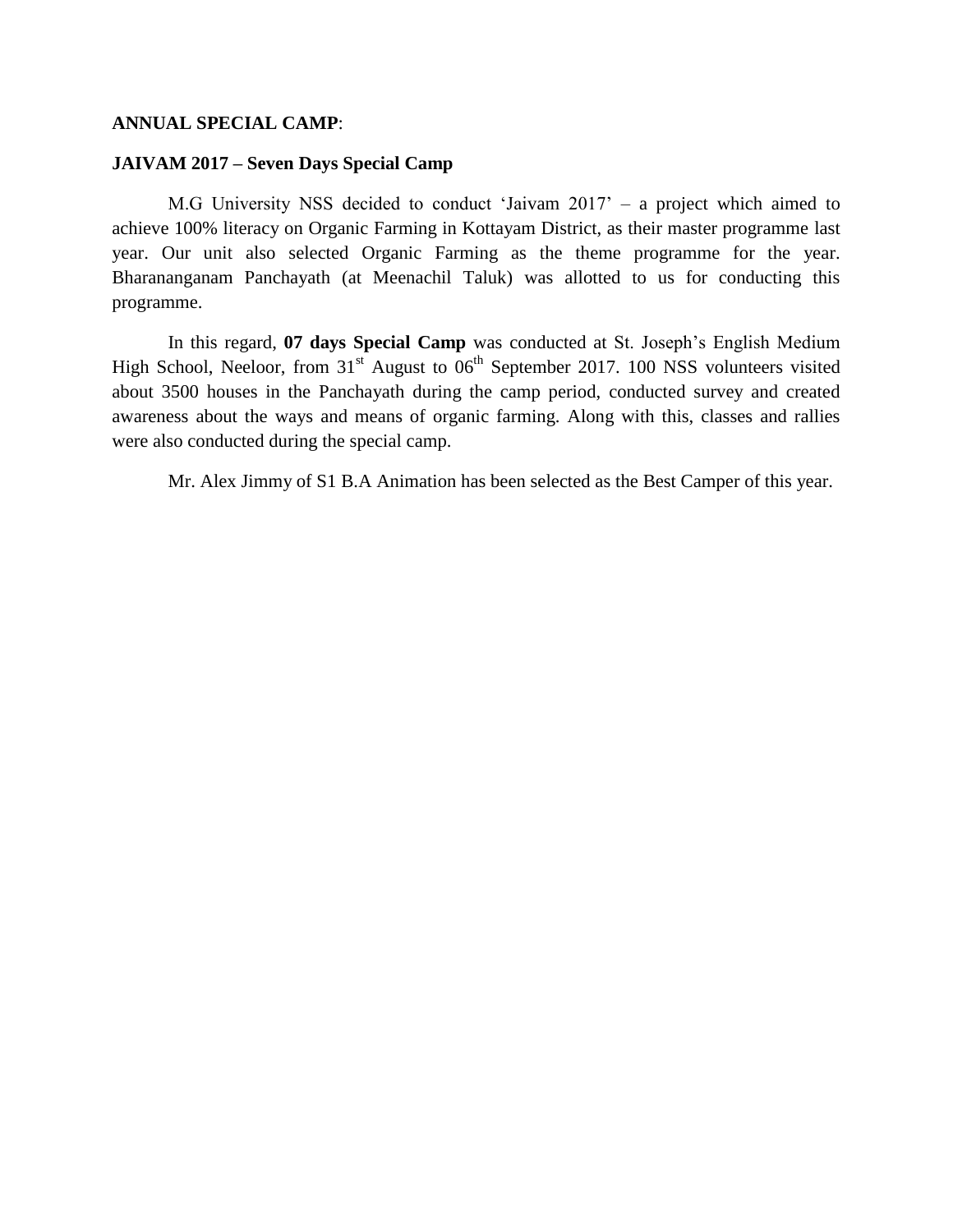**ANNUAL SPECIAL CAMP**:

**JAIVAM 2017 – Seven Days Special Camp**

M.G University NSS decided to conduct 'Jaivam 2017' – a project which aimed to achieve 100% literacy on Organic Farming in Kottayam District, as their master programme last year. Our unit also selected Organic Farming as the theme programme for the year. Bharananganam Panchayath (at Meenachil Taluk) was allotted to us for conducting this programme.

In this regard, **07 days Special Camp** was conducted at St. Joseph's English Medium High School, Neeloor, from 31st August to 06th September 2017. 100 NSS volunteers visited about 3500 houses in the Panchayath during the camp period, conducted survey and created awareness about the ways and means of organic farming. Along with this, classes and rallies were also conducted during the special camp.

Mr. Alex Jimmy of S1 B.A Animation has been selected as the Best Camper of this year.